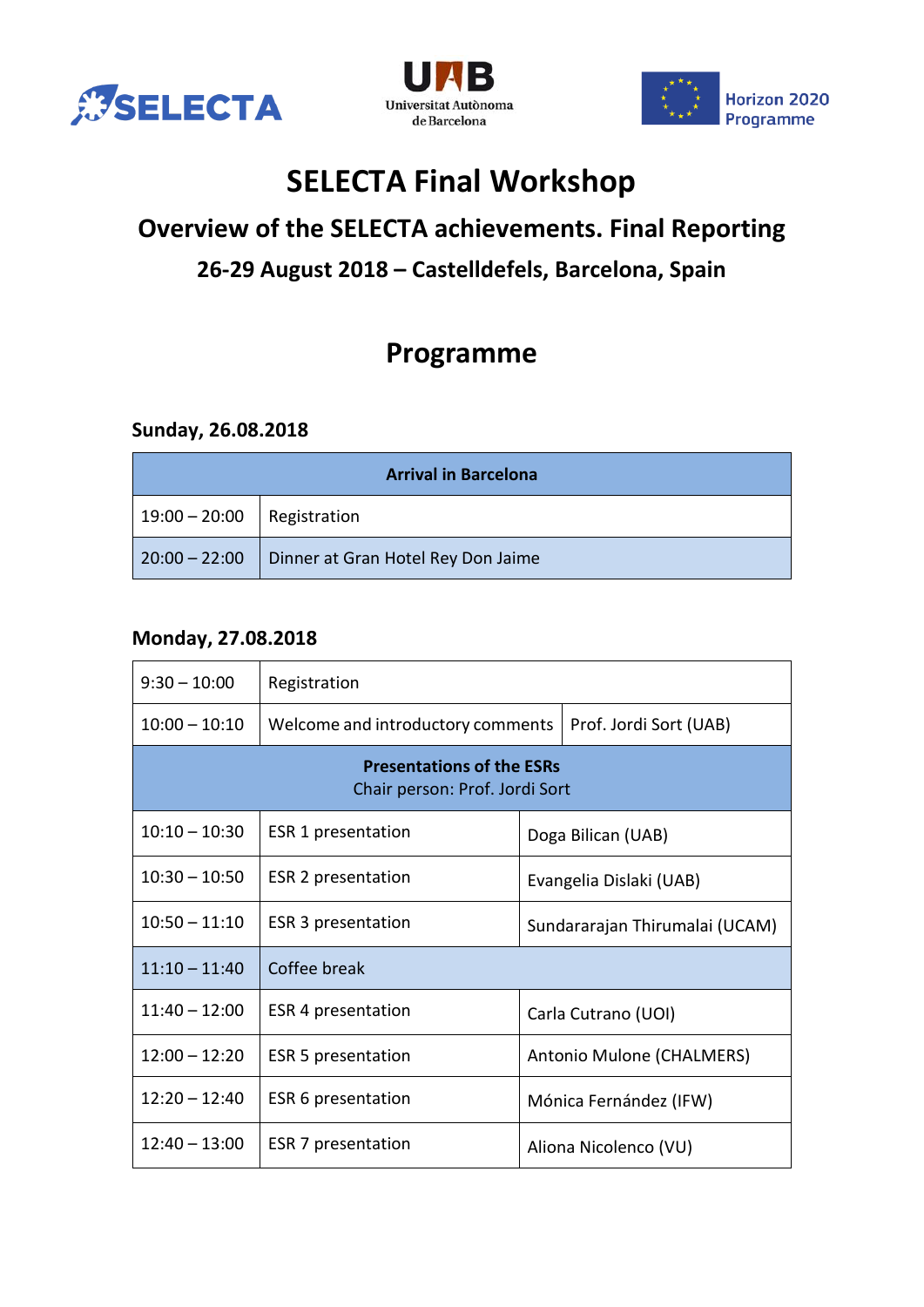# SELECTA Final Workshop

## Overview of the SELECTA achievements. Final Reporting

### 26-29 August 2018 – Castelldefels, Barcelona, Spain

## Programme

### Sunday, 26.08.2018

| **Arrival in Barcelona** | |
|---|---|
| 19:00 – 20:00 | Registration |
| 20:00 – 22:00 | Dinner at Gran Hotel Rey Don Jaime |

### Monday, 27.08.2018

| 9:30 – 10:00 | Registration | |
|---|---|---|
| 10:00 – 10:10 | Welcome and introductory comments | Prof. Jordi Sort (UAB) |
| **Presentations of the ESRs**<br>Chair person: Prof. Jordi Sort | | |
| 10:10 – 10:30 | ESR 1 presentation | Doga Bilican (UAB) |
| 10:30 – 10:50 | ESR 2 presentation | Evangelia Dislaki (UAB) |
| 10:50 – 11:10 | ESR 3 presentation | Sundararajan Thirumalai (UCAM) |
| 11:10 – 11:40 | Coffee break | |
| 11:40 – 12:00 | ESR 4 presentation | Carla Cutrano (UOI) |
| 12:00 – 12:20 | ESR 5 presentation | Antonio Mulone (CHALMERS) |
| 12:20 – 12:40 | ESR 6 presentation | Mónica Fernández (IFW) |
| 12:40 – 13:00 | ESR 7 presentation | Aliona Nicolenco (VU) |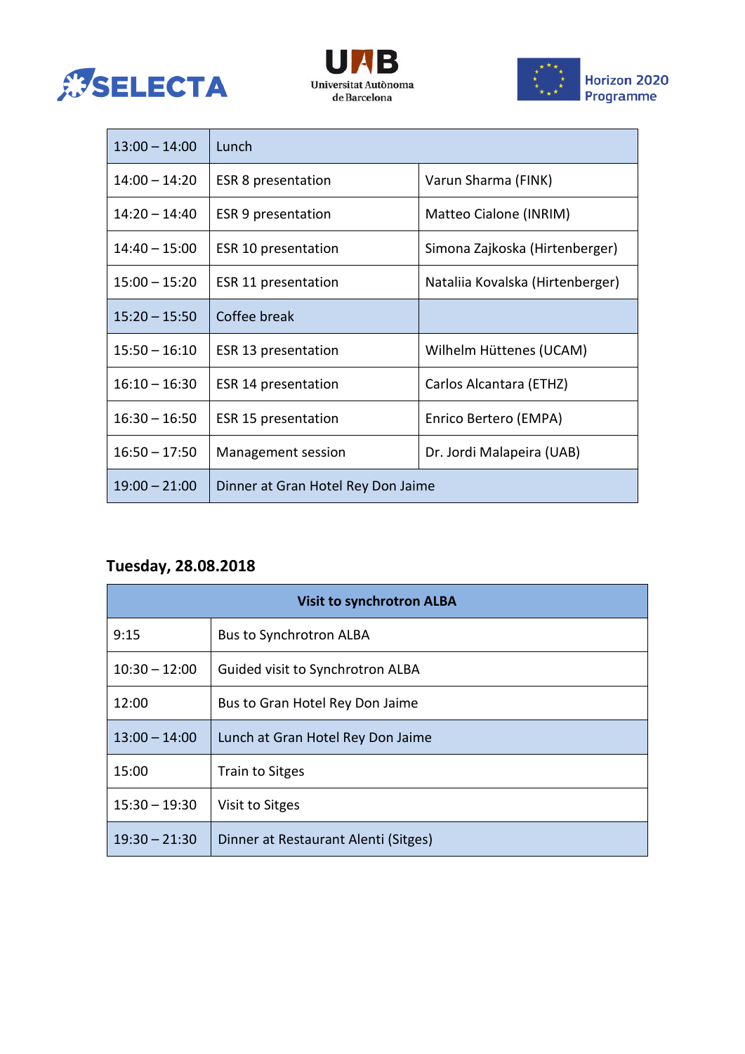| 13:00 – 14:00 | Lunch | |
|---|---|---|
| 14:00 – 14:20 | ESR 8 presentation | Varun Sharma (FINK) |
| 14:20 – 14:40 | ESR 9 presentation | Matteo Cialone (INRIM) |
| 14:40 – 15:00 | ESR 10 presentation | Simona Zajkoska (Hirtenberger) |
| 15:00 – 15:20 | ESR 11 presentation | Nataliia Kovalska (Hirtenberger) |
| 15:20 – 15:50 | Coffee break | |
| 15:50 – 16:10 | ESR 13 presentation | Wilhelm Hüttenes (UCAM) |
| 16:10 – 16:30 | ESR 14 presentation | Carlos Alcantara (ETHZ) |
| 16:30 – 16:50 | ESR 15 presentation | Enrico Bertero (EMPA) |
| 16:50 – 17:50 | Management session | Dr. Jordi Malapeira (UAB) |
| 19:00 – 21:00 | Dinner at Gran Hotel Rey Don Jaime | |

## Tuesday, 28.08.2018

| **Visit to synchrotron ALBA** | |
|---|---|
| 9:15 | Bus to Synchrotron ALBA |
| 10:30 – 12:00 | Guided visit to Synchrotron ALBA |
| 12:00 | Bus to Gran Hotel Rey Don Jaime |
| 13:00 – 14:00 | Lunch at Gran Hotel Rey Don Jaime |
| 15:00 | Train to Sitges |
| 15:30 – 19:30 | Visit to Sitges |
| 19:30 – 21:30 | Dinner at Restaurant Alenti (Sitges) |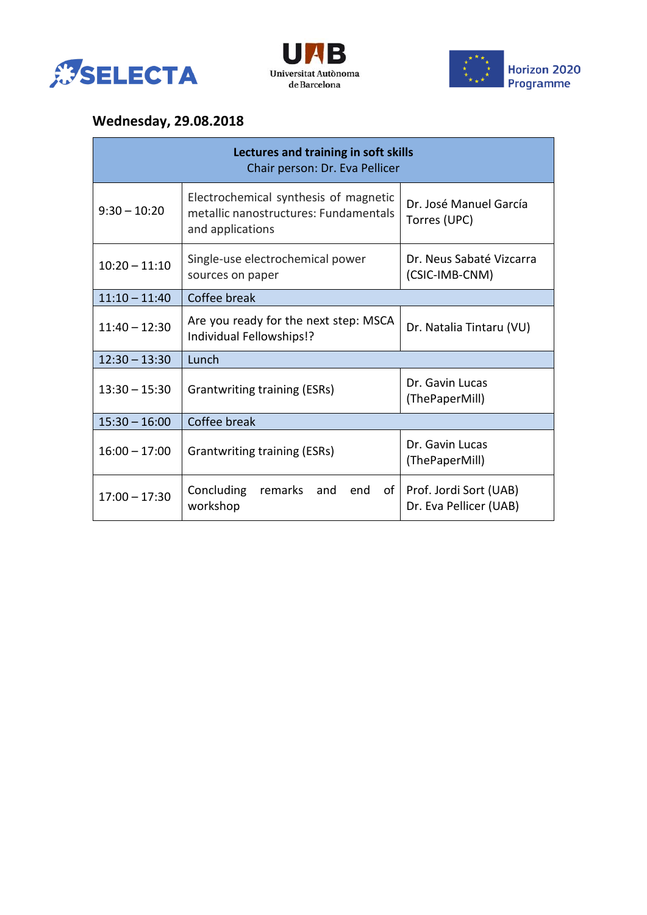SELECTA

UAB Universitat Autònoma de Barcelona

Horizon 2020 Programme

## Wednesday, 29.08.2018

| | | |
|---|---|---|
| **Lectures and training in soft skills**<br>Chair person: Dr. Eva Pellicer | | |
| 9:30 – 10:20 | Electrochemical synthesis of magnetic metallic nanostructures: Fundamentals and applications | Dr. José Manuel García Torres (UPC) |
| 10:20 – 11:10 | Single-use electrochemical power sources on paper | Dr. Neus Sabaté Vizcarra (CSIC-IMB-CNM) |
| 11:10 – 11:40 | Coffee break | |
| 11:40 – 12:30 | Are you ready for the next step: MSCA Individual Fellowships!? | Dr. Natalia Tintaru (VU) |
| 12:30 – 13:30 | Lunch | |
| 13:30 – 15:30 | Grantwriting training (ESRs) | Dr. Gavin Lucas (ThePaperMill) |
| 15:30 – 16:00 | Coffee break | |
| 16:00 – 17:00 | Grantwriting training (ESRs) | Dr. Gavin Lucas (ThePaperMill) |
| 17:00 – 17:30 | Concluding remarks and end of workshop | Prof. Jordi Sort (UAB)<br>Dr. Eva Pellicer (UAB) |